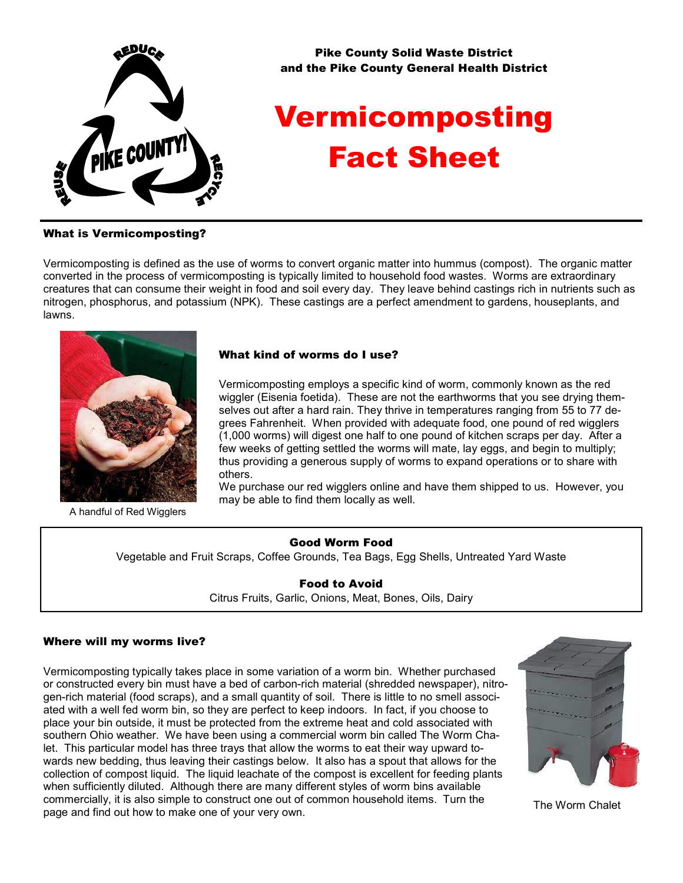Pike County Solid Waste District
and the Pike County General Health District

# Vermicomposting Fact Sheet

### What is Vermicomposting?

Vermicomposting is defined as the use of worms to convert organic matter into hummus (compost). The organic matter converted in the process of vermicomposting is typically limited to household food wastes. Worms are extraordinary creatures that can consume their weight in food and soil every day. They leave behind castings rich in nutrients such as nitrogen, phosphorus, and potassium (NPK). These castings are a perfect amendment to gardens, houseplants, and lawns.

A handful of Red Wigglers

### What kind of worms do I use?

Vermicomposting employs a specific kind of worm, commonly known as the red wiggler (Eisenia foetida). These are not the earthworms that you see drying themselves out after a hard rain. They thrive in temperatures ranging from 55 to 77 degrees Fahrenheit. When provided with adequate food, one pound of red wigglers (1,000 worms) will digest one half to one pound of kitchen scraps per day. After a few weeks of getting settled the worms will mate, lay eggs, and begin to multiply; thus providing a generous supply of worms to expand operations or to share with others.

We purchase our red wigglers online and have them shipped to us. However, you may be able to find them locally as well.

**Good Worm Food**

Vegetable and Fruit Scraps, Coffee Grounds, Tea Bags, Egg Shells, Untreated Yard Waste

**Food to Avoid**

Citrus Fruits, Garlic, Onions, Meat, Bones, Oils, Dairy

### Where will my worms live?

Vermicomposting typically takes place in some variation of a worm bin. Whether purchased or constructed every bin must have a bed of carbon-rich material (shredded newspaper), nitrogen-rich material (food scraps), and a small quantity of soil. There is little to no smell associated with a well fed worm bin, so they are perfect to keep indoors. In fact, if you choose to place your bin outside, it must be protected from the extreme heat and cold associated with southern Ohio weather. We have been using a commercial worm bin called The Worm Chalet. This particular model has three trays that allow the worms to eat their way upward towards new bedding, thus leaving their castings below. It also has a spout that allows for the collection of compost liquid. The liquid leachate of the compost is excellent for feeding plants when sufficiently diluted. Although there are many different styles of worm bins available commercially, it is also simple to construct one out of common household items. Turn the page and find out how to make one of your very own.

The Worm Chalet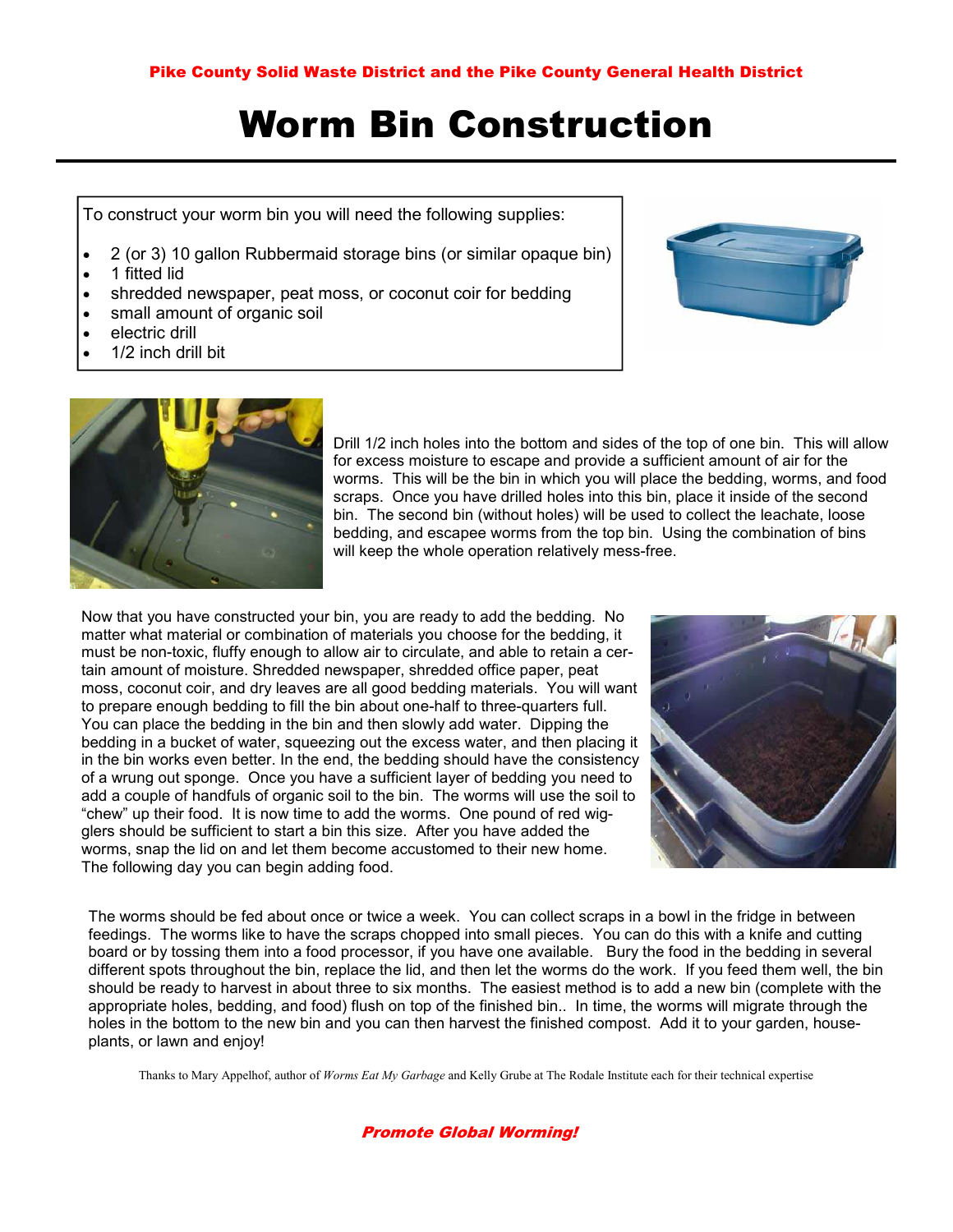Pike County Solid Waste District and the Pike County General Health District

# Worm Bin Construction

To construct your worm bin you will need the following supplies:

- 2 (or 3) 10 gallon Rubbermaid storage bins (or similar opaque bin)
- 1 fitted lid
- shredded newspaper, peat moss, or coconut coir for bedding
- small amount of organic soil
- electric drill
- 1/2 inch drill bit

Drill 1/2 inch holes into the bottom and sides of the top of one bin. This will allow for excess moisture to escape and provide a sufficient amount of air for the worms. This will be the bin in which you will place the bedding, worms, and food scraps. Once you have drilled holes into this bin, place it inside of the second bin. The second bin (without holes) will be used to collect the leachate, loose bedding, and escapee worms from the top bin. Using the combination of bins will keep the whole operation relatively mess-free.

Now that you have constructed your bin, you are ready to add the bedding. No matter what material or combination of materials you choose for the bedding, it must be non-toxic, fluffy enough to allow air to circulate, and able to retain a certain amount of moisture. Shredded newspaper, shredded office paper, peat moss, coconut coir, and dry leaves are all good bedding materials. You will want to prepare enough bedding to fill the bin about one-half to three-quarters full. You can place the bedding in the bin and then slowly add water. Dipping the bedding in a bucket of water, squeezing out the excess water, and then placing it in the bin works even better. In the end, the bedding should have the consistency of a wrung out sponge. Once you have a sufficient layer of bedding you need to add a couple of handfuls of organic soil to the bin. The worms will use the soil to "chew" up their food. It is now time to add the worms. One pound of red wigglers should be sufficient to start a bin this size. After you have added the worms, snap the lid on and let them become accustomed to their new home. The following day you can begin adding food.

The worms should be fed about once or twice a week. You can collect scraps in a bowl in the fridge in between feedings. The worms like to have the scraps chopped into small pieces. You can do this with a knife and cutting board or by tossing them into a food processor, if you have one available. Bury the food in the bedding in several different spots throughout the bin, replace the lid, and then let the worms do the work. If you feed them well, the bin should be ready to harvest in about three to six months. The easiest method is to add a new bin (complete with the appropriate holes, bedding, and food) flush on top of the finished bin.. In time, the worms will migrate through the holes in the bottom to the new bin and you can then harvest the finished compost. Add it to your garden, houseplants, or lawn and enjoy!

Thanks to Mary Appelhof, author of *Worms Eat My Garbage* and Kelly Grube at The Rodale Institute each for their technical expertise

***Promote Global Worming!***